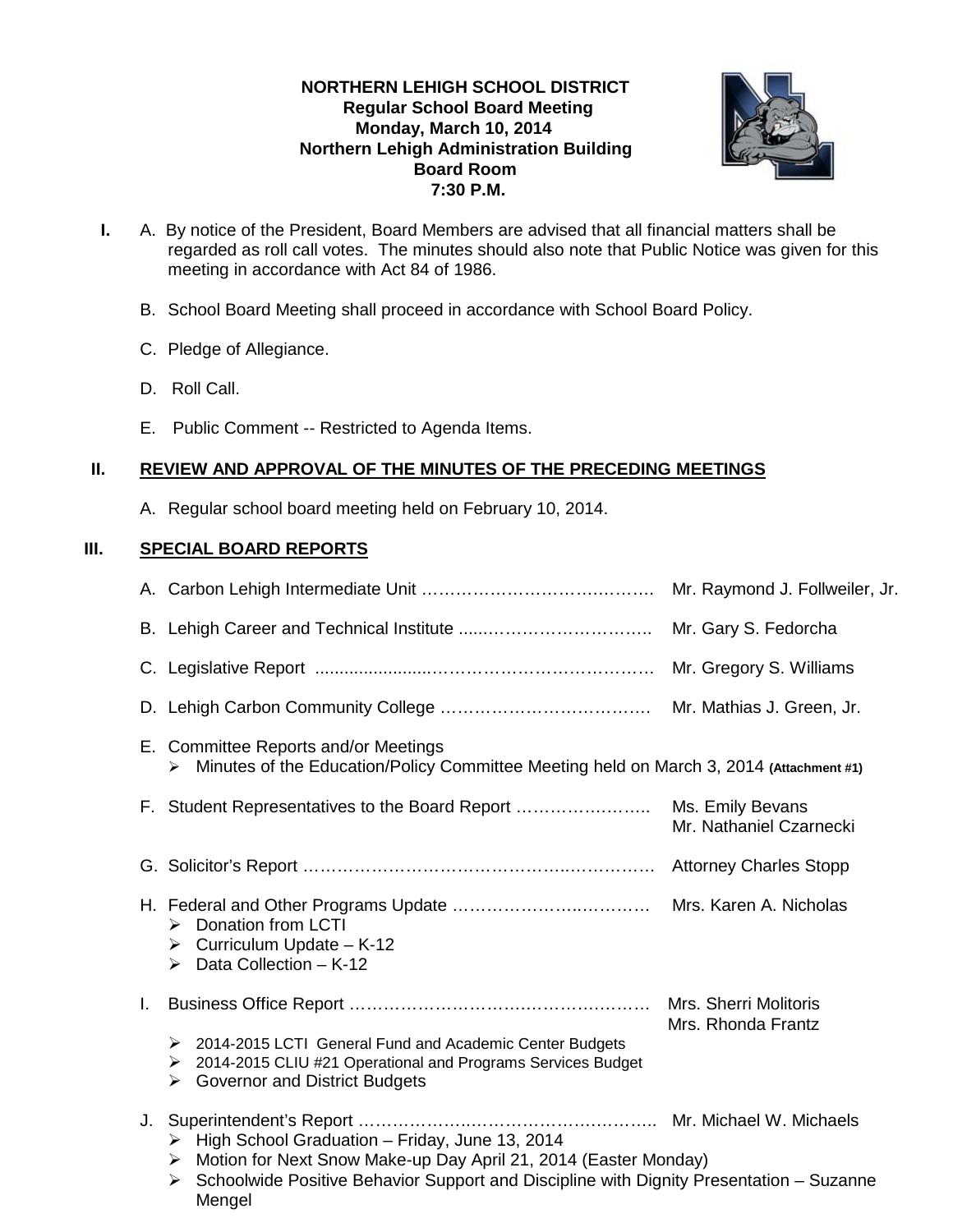**NORTHERN LEHIGH SCHOOL DISTRICT**
**Regular School Board Meeting**
**Monday, March 10, 2014**
**Northern Lehigh Administration Building**
**Board Room**
**7:30 P.M.**

**I.** A. By notice of the President, Board Members are advised that all financial matters shall be regarded as roll call votes. The minutes should also note that Public Notice was given for this meeting in accordance with Act 84 of 1986.

B. School Board Meeting shall proceed in accordance with School Board Policy.

C. Pledge of Allegiance.

D. Roll Call.

E. Public Comment -- Restricted to Agenda Items.

## II. REVIEW AND APPROVAL OF THE MINUTES OF THE PRECEDING MEETINGS

A. Regular school board meeting held on February 10, 2014.

## III. SPECIAL BOARD REPORTS

A. Carbon Lehigh Intermediate Unit …………………………………. Mr. Raymond J. Follweiler, Jr.

B. Lehigh Career and Technical Institute ......……………………….. Mr. Gary S. Fedorcha

C. Legislative Report .......................………………………………… Mr. Gregory S. Williams

D. Lehigh Carbon Community College ………………………………. Mr. Mathias J. Green, Jr.

E. Committee Reports and/or Meetings
- Minutes of the Education/Policy Committee Meeting held on March 3, 2014 **(Attachment #1)**

F. Student Representatives to the Board Report ……………………. Ms. Emily Bevans
Mr. Nathaniel Czarnecki

G. Solicitor's Report ………………………………………….…………… Attorney Charles Stopp

H. Federal and Other Programs Update ………………….………… Mrs. Karen A. Nicholas
- Donation from LCTI
- Curriculum Update – K-12
- Data Collection – K-12

I. Business Office Report ……………………….……………………. Mrs. Sherri Molitoris
Mrs. Rhonda Frantz
- 2014-2015 LCTI General Fund and Academic Center Budgets
- 2014-2015 CLIU #21 Operational and Programs Services Budget
- Governor and District Budgets

J. Superintendent's Report ……………….……………………….. Mr. Michael W. Michaels
- High School Graduation – Friday, June 13, 2014
- Motion for Next Snow Make-up Day April 21, 2014 (Easter Monday)
- Schoolwide Positive Behavior Support and Discipline with Dignity Presentation – Suzanne Mengel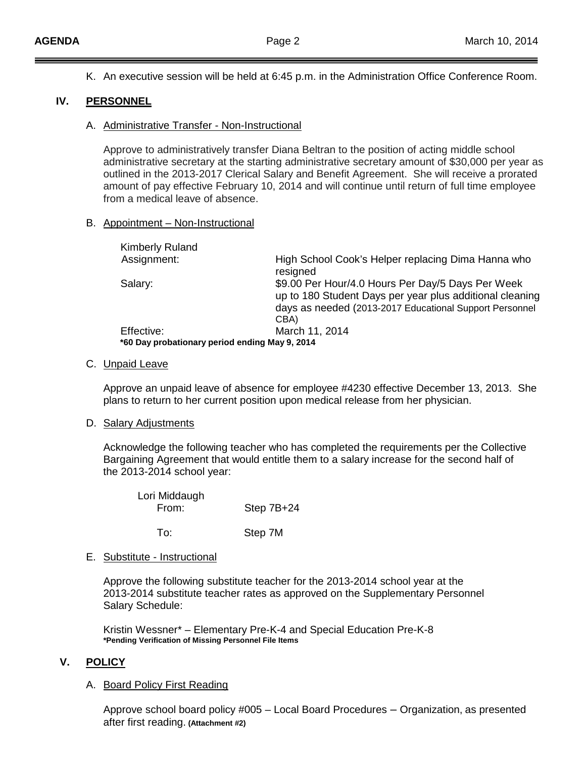K. An executive session will be held at 6:45 p.m. in the Administration Office Conference Room.

## IV. PERSONNEL

### A. Administrative Transfer - Non-Instructional

Approve to administratively transfer Diana Beltran to the position of acting middle school administrative secretary at the starting administrative secretary amount of $30,000 per year as outlined in the 2013-2017 Clerical Salary and Benefit Agreement. She will receive a prorated amount of pay effective February 10, 2014 and will continue until return of full time employee from a medical leave of absence.

### B. Appointment – Non-Instructional

Kimberly Ruland

| | |
|---|---|
| Assignment: | High School Cook's Helper replacing Dima Hanna who resigned |
| Salary: | $9.00 Per Hour/4.0 Hours Per Day/5 Days Per Week up to 180 Student Days per year plus additional cleaning days as needed (2013-2017 Educational Support Personnel CBA) |
| Effective: | March 11, 2014 |

**\*60 Day probationary period ending May 9, 2014**

### C. Unpaid Leave

Approve an unpaid leave of absence for employee #4230 effective December 13, 2013. She plans to return to her current position upon medical release from her physician.

### D. Salary Adjustments

Acknowledge the following teacher who has completed the requirements per the Collective Bargaining Agreement that would entitle them to a salary increase for the second half of the 2013-2014 school year:

Lori Middaugh

| | |
|---|---|
| From: | Step 7B+24 |
| To: | Step 7M |

### E. Substitute - Instructional

Approve the following substitute teacher for the 2013-2014 school year at the 2013-2014 substitute teacher rates as approved on the Supplementary Personnel Salary Schedule:

Kristin Wessner* – Elementary Pre-K-4 and Special Education Pre-K-8
**\*Pending Verification of Missing Personnel File Items**

## V. POLICY

### A. Board Policy First Reading

Approve school board policy #005 – Local Board Procedures – Organization, as presented after first reading. **(Attachment #2)**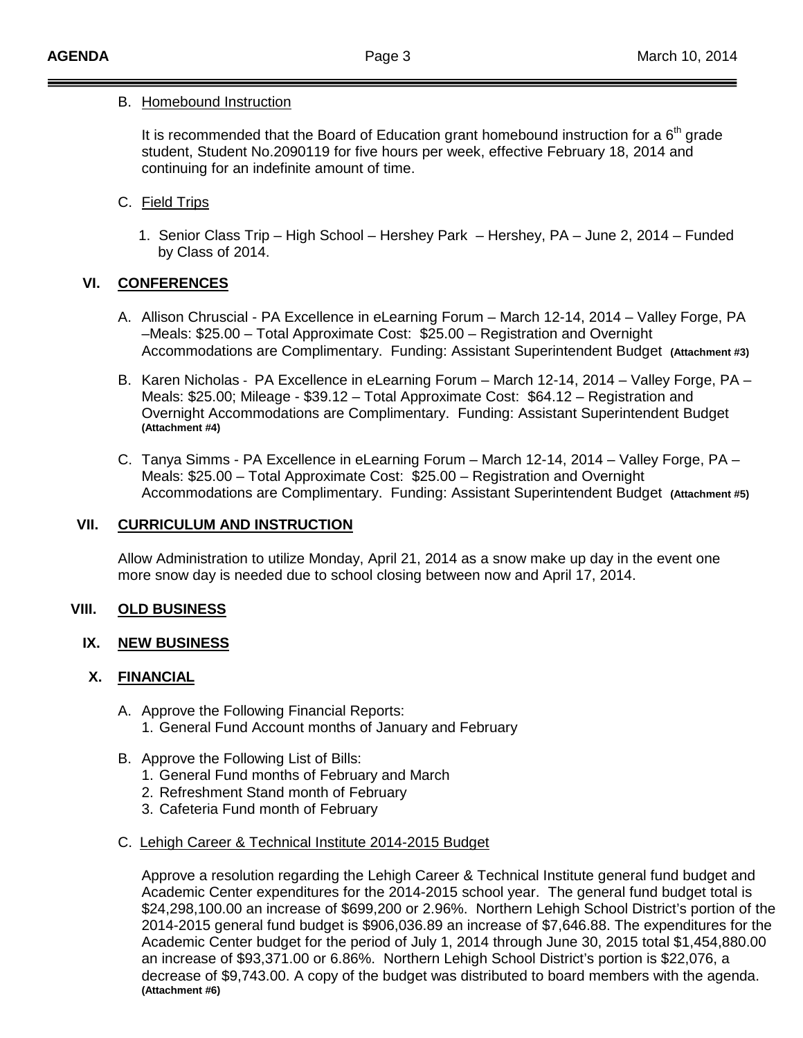B. Homebound Instruction

It is recommended that the Board of Education grant homebound instruction for a 6th grade student, Student No.2090119 for five hours per week, effective February 18, 2014 and continuing for an indefinite amount of time.

C. Field Trips

1. Senior Class Trip – High School – Hershey Park – Hershey, PA – June 2, 2014 – Funded by Class of 2014.

## VI. CONFERENCES

A. Allison Chruscial - PA Excellence in eLearning Forum – March 12-14, 2014 – Valley Forge, PA –Meals: $25.00 – Total Approximate Cost: $25.00 – Registration and Overnight Accommodations are Complimentary. Funding: Assistant Superintendent Budget **(Attachment #3)**

B. Karen Nicholas - PA Excellence in eLearning Forum – March 12-14, 2014 – Valley Forge, PA – Meals: $25.00; Mileage - $39.12 – Total Approximate Cost: $64.12 – Registration and Overnight Accommodations are Complimentary. Funding: Assistant Superintendent Budget **(Attachment #4)**

C. Tanya Simms - PA Excellence in eLearning Forum – March 12-14, 2014 – Valley Forge, PA – Meals: $25.00 – Total Approximate Cost: $25.00 – Registration and Overnight Accommodations are Complimentary. Funding: Assistant Superintendent Budget **(Attachment #5)**

## VII. CURRICULUM AND INSTRUCTION

Allow Administration to utilize Monday, April 21, 2014 as a snow make up day in the event one more snow day is needed due to school closing between now and April 17, 2014.

## VIII. OLD BUSINESS

## IX. NEW BUSINESS

## X. FINANCIAL

A. Approve the Following Financial Reports:
1. General Fund Account months of January and February

B. Approve the Following List of Bills:
1. General Fund months of February and March
2. Refreshment Stand month of February
3. Cafeteria Fund month of February

C. Lehigh Career & Technical Institute 2014-2015 Budget

Approve a resolution regarding the Lehigh Career & Technical Institute general fund budget and Academic Center expenditures for the 2014-2015 school year. The general fund budget total is $24,298,100.00 an increase of $699,200 or 2.96%. Northern Lehigh School District's portion of the 2014-2015 general fund budget is $906,036.89 an increase of $7,646.88. The expenditures for the Academic Center budget for the period of July 1, 2014 through June 30, 2015 total $1,454,880.00 an increase of $93,371.00 or 6.86%. Northern Lehigh School District's portion is $22,076, a decrease of $9,743.00. A copy of the budget was distributed to board members with the agenda. **(Attachment #6)**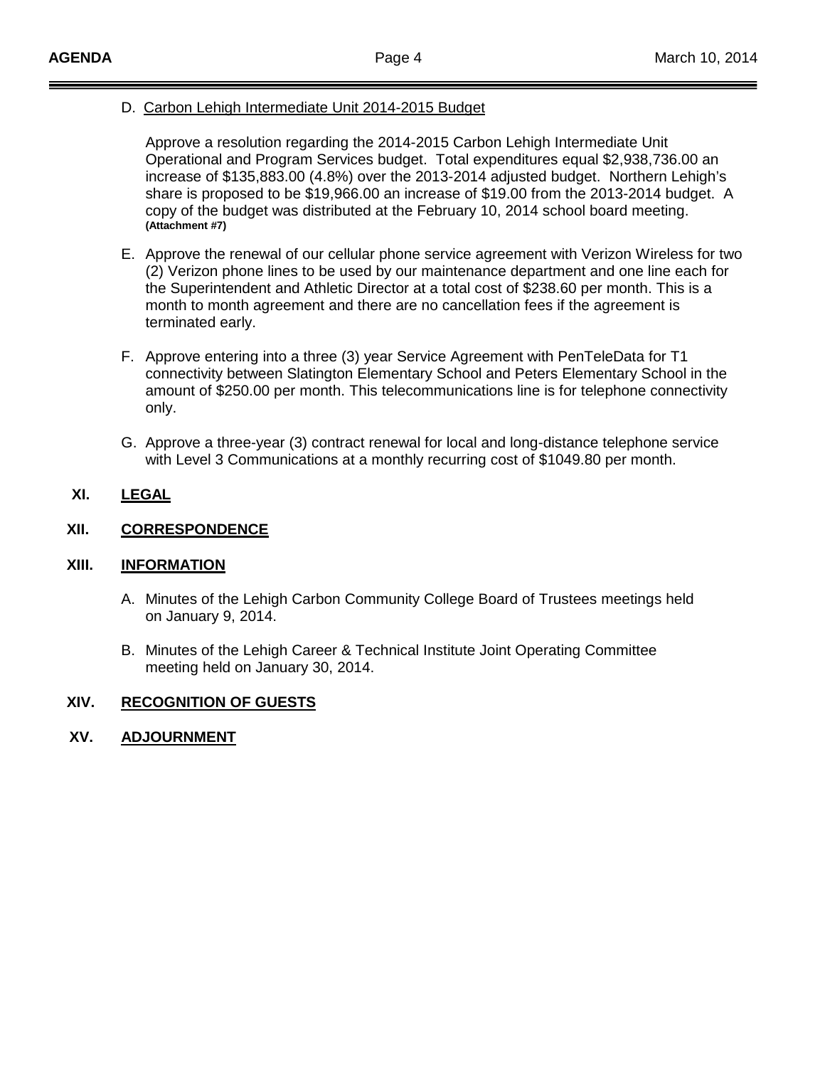D. Carbon Lehigh Intermediate Unit 2014-2015 Budget

Approve a resolution regarding the 2014-2015 Carbon Lehigh Intermediate Unit Operational and Program Services budget. Total expenditures equal $2,938,736.00 an increase of $135,883.00 (4.8%) over the 2013-2014 adjusted budget. Northern Lehigh's share is proposed to be $19,966.00 an increase of $19.00 from the 2013-2014 budget. A copy of the budget was distributed at the February 10, 2014 school board meeting. **(Attachment #7)**

E. Approve the renewal of our cellular phone service agreement with Verizon Wireless for two (2) Verizon phone lines to be used by our maintenance department and one line each for the Superintendent and Athletic Director at a total cost of $238.60 per month. This is a month to month agreement and there are no cancellation fees if the agreement is terminated early.

F. Approve entering into a three (3) year Service Agreement with PenTeleData for T1 connectivity between Slatington Elementary School and Peters Elementary School in the amount of $250.00 per month. This telecommunications line is for telephone connectivity only.

G. Approve a three-year (3) contract renewal for local and long-distance telephone service with Level 3 Communications at a monthly recurring cost of $1049.80 per month.

## XI. LEGAL

## XII. CORRESPONDENCE

## XIII. INFORMATION

A. Minutes of the Lehigh Carbon Community College Board of Trustees meetings held on January 9, 2014.

B. Minutes of the Lehigh Career & Technical Institute Joint Operating Committee meeting held on January 30, 2014.

## XIV. RECOGNITION OF GUESTS

## XV. ADJOURNMENT